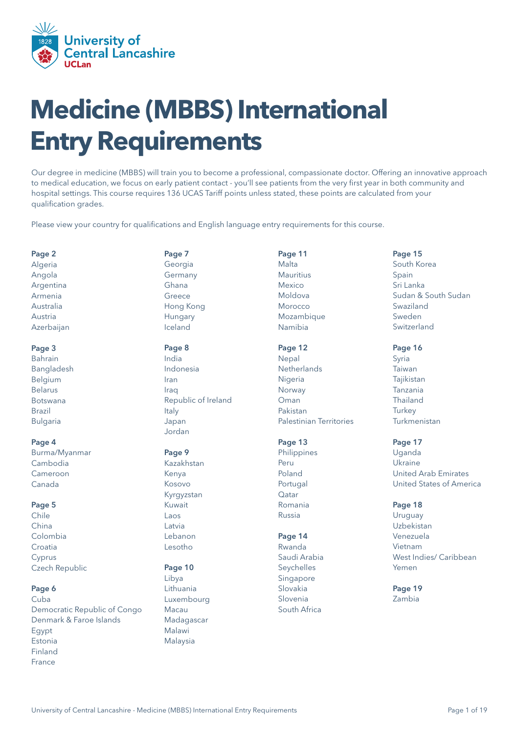# Medicine (MBBS) International Entry Requirements

Our degree in medicine (MBBS) will train you to become a professional, compassionate doctor. Offering an innovative approach to medical education, we focus on early patient contact - you'll see patients from the very first year in both community and hospital settings. This course requires 136 UCAS Tariff points unless stated, these points are calculated from your qualification grades.

Please view your country for qualifications and English language entry requirements for this course.

**Page 2**
Algeria
Angola
Argentina
Armenia
Australia
Austria
Azerbaijan

**Page 3**
Bahrain
Bangladesh
Belgium
Belarus
Botswana
Brazil
Bulgaria

**Page 4**
Burma/Myanmar
Cambodia
Cameroon
Canada

**Page 5**
Chile
China
Colombia
Croatia
Cyprus
Czech Republic

**Page 6**
Cuba
Democratic Republic of Congo
Denmark & Faroe Islands
Egypt
Estonia
Finland
France

**Page 7**
Georgia
Germany
Ghana
Greece
Hong Kong
Hungary
Iceland

**Page 8**
India
Indonesia
Iran
Iraq
Republic of Ireland
Italy
Japan
Jordan

**Page 9**
Kazakhstan
Kenya
Kosovo
Kyrgyzstan
Kuwait
Laos
Latvia
Lebanon
Lesotho

**Page 10**
Libya
Lithuania
Luxembourg
Macau
Madagascar
Malawi
Malaysia

**Page 11**
Malta
Mauritius
Mexico
Moldova
Morocco
Mozambique
Namibia

**Page 12**
Nepal
Netherlands
Nigeria
Norway
Oman
Pakistan
Palestinian Territories

**Page 13**
Philippines
Peru
Poland
Portugal
Qatar
Romania
Russia

**Page 14**
Rwanda
Saudi Arabia
Seychelles
Singapore
Slovakia
Slovenia
South Africa

**Page 15**
South Korea
Spain
Sri Lanka
Sudan & South Sudan
Swaziland
Sweden
Switzerland

**Page 16**
Syria
Taiwan
Tajikistan
Tanzania
Thailand
Turkey
Turkmenistan

**Page 17**
Uganda
Ukraine
United Arab Emirates
United States of America

**Page 18**
Uruguay
Uzbekistan
Venezuela
Vietnam
West Indies/ Caribbean
Yemen

**Page 19**
Zambia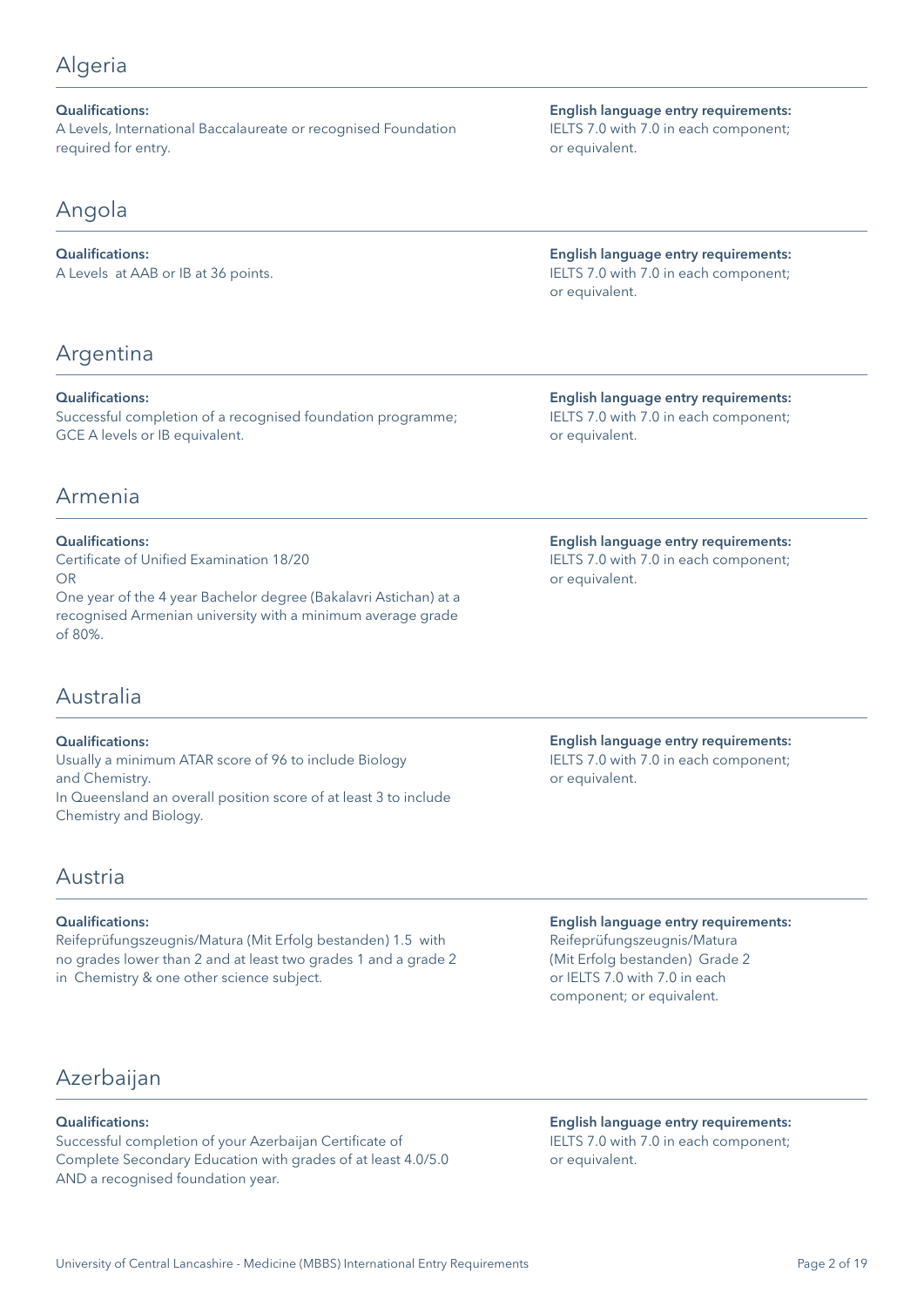## Algeria

**Qualifications:**
A Levels, International Baccalaureate or recognised Foundation required for entry.

**English language entry requirements:**
IELTS 7.0 with 7.0 in each component; or equivalent.

## Angola

**Qualifications:**
A Levels at AAB or IB at 36 points.

**English language entry requirements:**
IELTS 7.0 with 7.0 in each component; or equivalent.

## Argentina

**Qualifications:**
Successful completion of a recognised foundation programme; GCE A levels or IB equivalent.

**English language entry requirements:**
IELTS 7.0 with 7.0 in each component; or equivalent.

## Armenia

**Qualifications:**
Certificate of Unified Examination 18/20
OR
One year of the 4 year Bachelor degree (Bakalavri Astichan) at a recognised Armenian university with a minimum average grade of 80%.

**English language entry requirements:**
IELTS 7.0 with 7.0 in each component; or equivalent.

## Australia

**Qualifications:**
Usually a minimum ATAR score of 96 to include Biology and Chemistry.
In Queensland an overall position score of at least 3 to include Chemistry and Biology.

**English language entry requirements:**
IELTS 7.0 with 7.0 in each component; or equivalent.

## Austria

**Qualifications:**
Reifeprüfungszeugnis/Matura (Mit Erfolg bestanden) 1.5 with no grades lower than 2 and at least two grades 1 and a grade 2 in Chemistry & one other science subject.

**English language entry requirements:**
Reifeprüfungszeugnis/Matura (Mit Erfolg bestanden) Grade 2 or IELTS 7.0 with 7.0 in each component; or equivalent.

## Azerbaijan

**Qualifications:**
Successful completion of your Azerbaijan Certificate of Complete Secondary Education with grades of at least 4.0/5.0 AND a recognised foundation year.

**English language entry requirements:**
IELTS 7.0 with 7.0 in each component; or equivalent.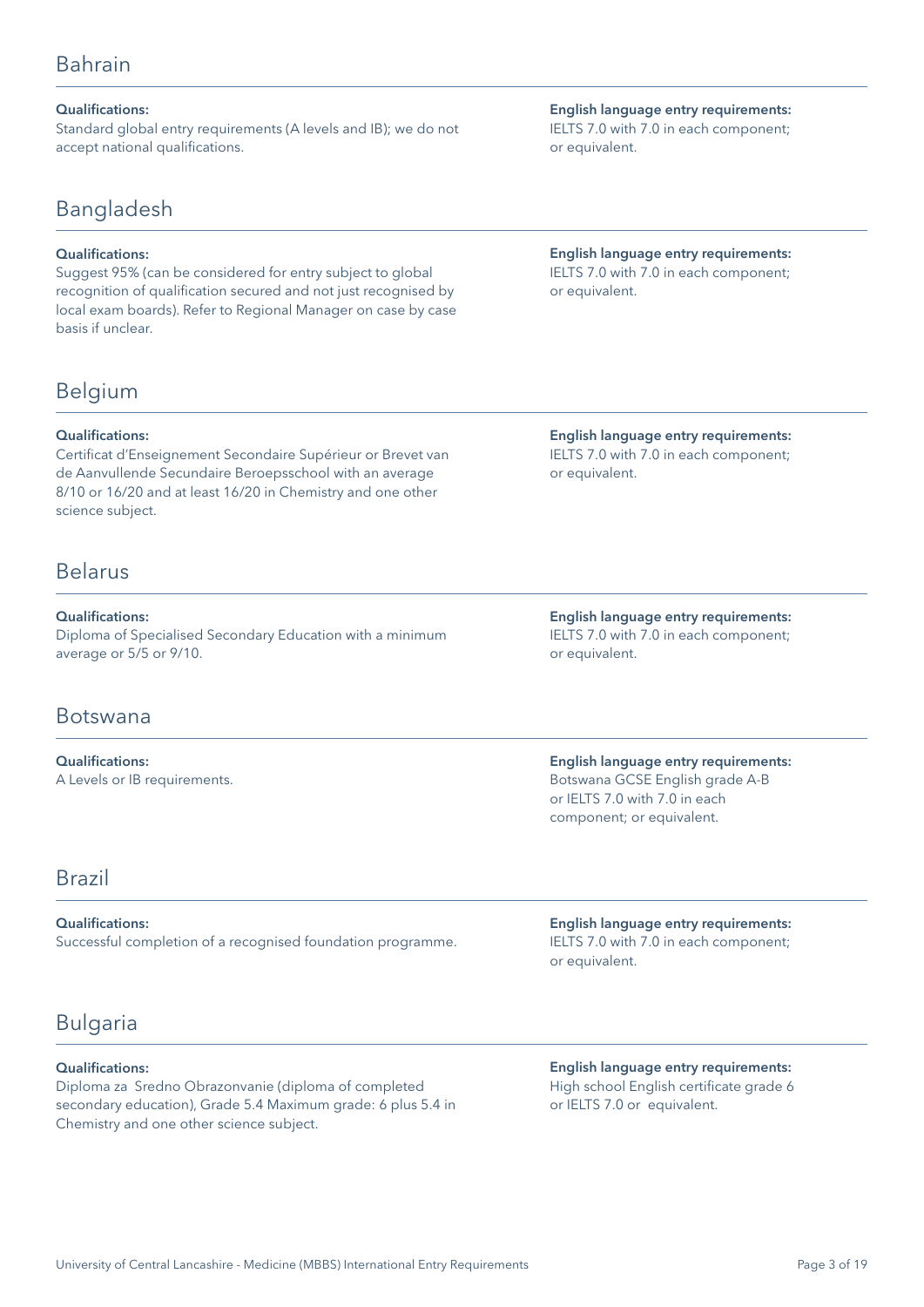## Bahrain

**Qualifications:**
Standard global entry requirements (A levels and IB); we do not accept national qualifications.

**English language entry requirements:**
IELTS 7.0 with 7.0 in each component; or equivalent.

## Bangladesh

**Qualifications:**
Suggest 95% (can be considered for entry subject to global recognition of qualification secured and not just recognised by local exam boards). Refer to Regional Manager on case by case basis if unclear.

**English language entry requirements:**
IELTS 7.0 with 7.0 in each component; or equivalent.

## Belgium

**Qualifications:**
Certificat d'Enseignement Secondaire Supérieur or Brevet van de Aanvullende Secundaire Beroepsschool with an average 8/10 or 16/20 and at least 16/20 in Chemistry and one other science subject.

**English language entry requirements:**
IELTS 7.0 with 7.0 in each component; or equivalent.

## Belarus

**Qualifications:**
Diploma of Specialised Secondary Education with a minimum average or 5/5 or 9/10.

**English language entry requirements:**
IELTS 7.0 with 7.0 in each component; or equivalent.

## Botswana

**Qualifications:**
A Levels or IB requirements.

**English language entry requirements:**
Botswana GCSE English grade A-B or IELTS 7.0 with 7.0 in each component; or equivalent.

## Brazil

**Qualifications:**
Successful completion of a recognised foundation programme.

**English language entry requirements:**
IELTS 7.0 with 7.0 in each component; or equivalent.

## Bulgaria

**Qualifications:**
Diploma za Sredno Obrazonvanie (diploma of completed secondary education), Grade 5.4 Maximum grade: 6 plus 5.4 in Chemistry and one other science subject.

**English language entry requirements:**
High school English certificate grade 6 or IELTS 7.0 or equivalent.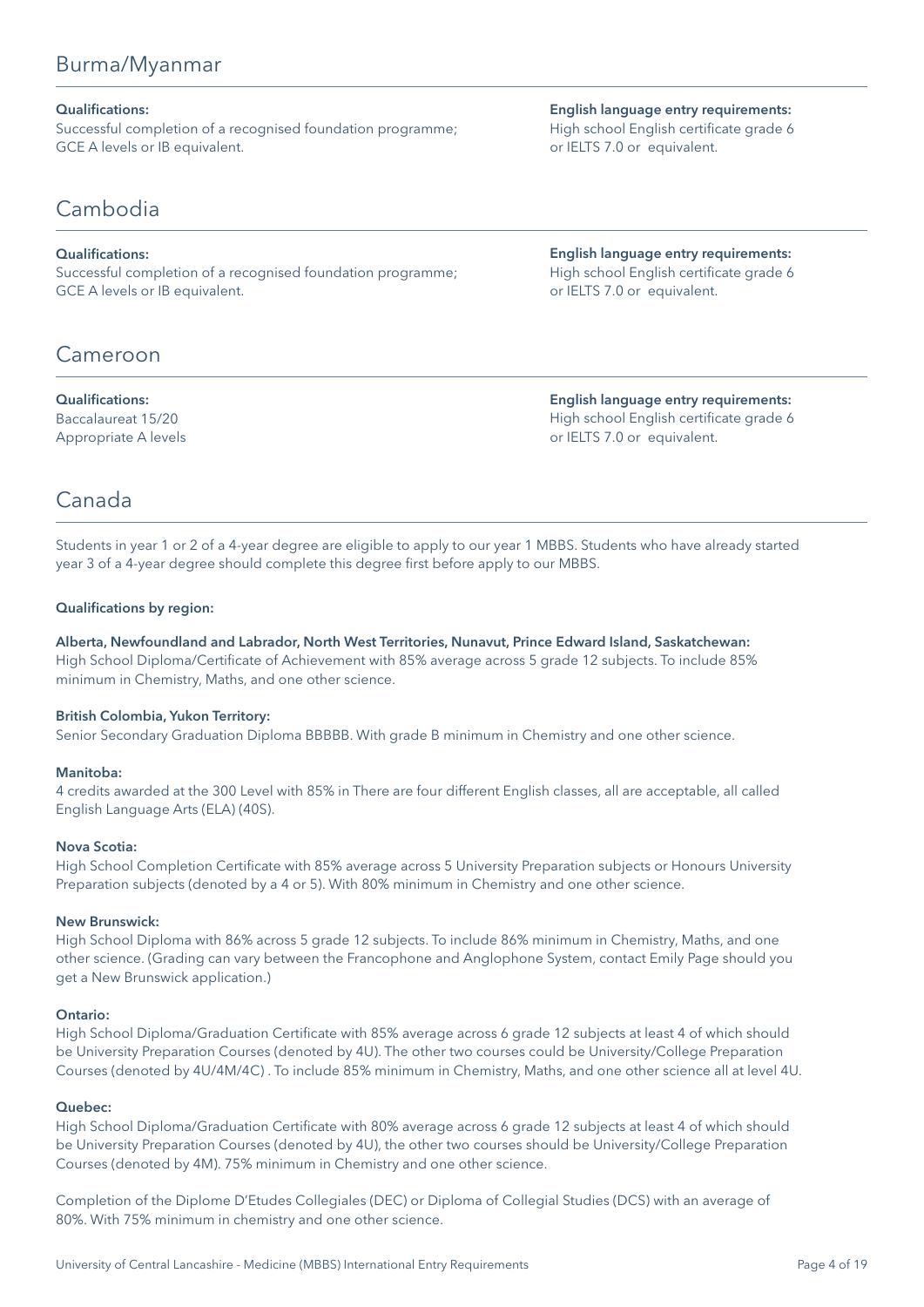## Burma/Myanmar

**Qualifications:**
Successful completion of a recognised foundation programme; GCE A levels or IB equivalent.

**English language entry requirements:**
High school English certificate grade 6 or IELTS 7.0 or equivalent.

## Cambodia

**Qualifications:**
Successful completion of a recognised foundation programme; GCE A levels or IB equivalent.

**English language entry requirements:**
High school English certificate grade 6 or IELTS 7.0 or equivalent.

## Cameroon

**Qualifications:**
Baccalaureat 15/20
Appropriate A levels

**English language entry requirements:**
High school English certificate grade 6 or IELTS 7.0 or equivalent.

## Canada

Students in year 1 or 2 of a 4-year degree are eligible to apply to our year 1 MBBS. Students who have already started year 3 of a 4-year degree should complete this degree first before apply to our MBBS.

**Qualifications by region:**

**Alberta, Newfoundland and Labrador, North West Territories, Nunavut, Prince Edward Island, Saskatchewan:**
High School Diploma/Certificate of Achievement with 85% average across 5 grade 12 subjects. To include 85% minimum in Chemistry, Maths, and one other science.

**British Colombia, Yukon Territory:**
Senior Secondary Graduation Diploma BBBBB. With grade B minimum in Chemistry and one other science.

**Manitoba:**
4 credits awarded at the 300 Level with 85% in There are four different English classes, all are acceptable, all called English Language Arts (ELA) (40S).

**Nova Scotia:**
High School Completion Certificate with 85% average across 5 University Preparation subjects or Honours University Preparation subjects (denoted by a 4 or 5). With 80% minimum in Chemistry and one other science.

**New Brunswick:**
High School Diploma with 86% across 5 grade 12 subjects. To include 86% minimum in Chemistry, Maths, and one other science. (Grading can vary between the Francophone and Anglophone System, contact Emily Page should you get a New Brunswick application.)

**Ontario:**
High School Diploma/Graduation Certificate with 85% average across 6 grade 12 subjects at least 4 of which should be University Preparation Courses (denoted by 4U). The other two courses could be University/College Preparation Courses (denoted by 4U/4M/4C) . To include 85% minimum in Chemistry, Maths, and one other science all at level 4U.

**Quebec:**
High School Diploma/Graduation Certificate with 80% average across 6 grade 12 subjects at least 4 of which should be University Preparation Courses (denoted by 4U), the other two courses should be University/College Preparation Courses (denoted by 4M). 75% minimum in Chemistry and one other science.

Completion of the Diplome D'Etudes Collegiales (DEC) or Diploma of Collegial Studies (DCS) with an average of 80%. With 75% minimum in chemistry and one other science.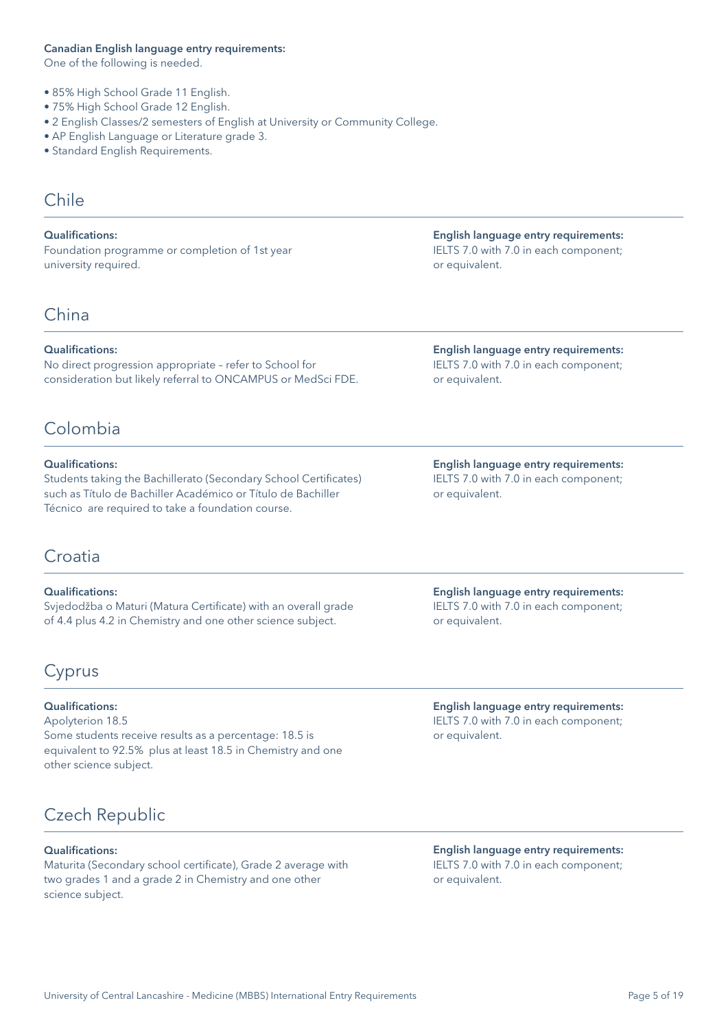**Canadian English language entry requirements:**
One of the following is needed.

- 85% High School Grade 11 English.
- 75% High School Grade 12 English.
- 2 English Classes/2 semesters of English at University or Community College.
- AP English Language or Literature grade 3.
- Standard English Requirements.

## Chile

**Qualifications:**
Foundation programme or completion of 1st year university required.

**English language entry requirements:**
IELTS 7.0 with 7.0 in each component; or equivalent.

## China

**Qualifications:**
No direct progression appropriate – refer to School for consideration but likely referral to ONCAMPUS or MedSci FDE.

**English language entry requirements:**
IELTS 7.0 with 7.0 in each component; or equivalent.

## Colombia

**Qualifications:**
Students taking the Bachillerato (Secondary School Certificates) such as Título de Bachiller Académico or Título de Bachiller Técnico are required to take a foundation course.

**English language entry requirements:**
IELTS 7.0 with 7.0 in each component; or equivalent.

## Croatia

**Qualifications:**
Svjedodžba o Maturi (Matura Certificate) with an overall grade of 4.4 plus 4.2 in Chemistry and one other science subject.

**English language entry requirements:**
IELTS 7.0 with 7.0 in each component; or equivalent.

## Cyprus

**Qualifications:**
Apolyterion 18.5
Some students receive results as a percentage: 18.5 is equivalent to 92.5% plus at least 18.5 in Chemistry and one other science subject.

**English language entry requirements:**
IELTS 7.0 with 7.0 in each component; or equivalent.

## Czech Republic

**Qualifications:**
Maturita (Secondary school certificate), Grade 2 average with two grades 1 and a grade 2 in Chemistry and one other science subject.

**English language entry requirements:**
IELTS 7.0 with 7.0 in each component; or equivalent.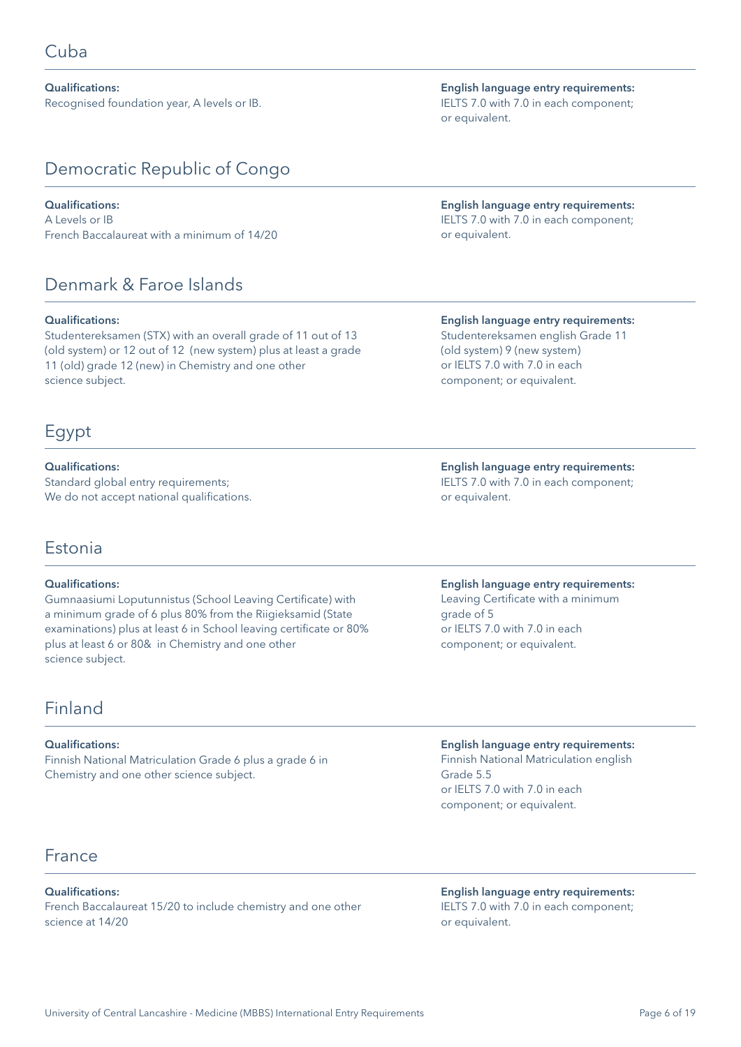## Cuba

**Qualifications:**
Recognised foundation year, A levels or IB.

**English language entry requirements:**
IELTS 7.0 with 7.0 in each component; or equivalent.

## Democratic Republic of Congo

**Qualifications:**
A Levels or IB
French Baccalaureat with a minimum of 14/20

**English language entry requirements:**
IELTS 7.0 with 7.0 in each component; or equivalent.

## Denmark & Faroe Islands

**Qualifications:**
Studentereksamen (STX) with an overall grade of 11 out of 13 (old system) or 12 out of 12 (new system) plus at least a grade 11 (old) grade 12 (new) in Chemistry and one other science subject.

**English language entry requirements:**
Studentereksamen english Grade 11 (old system) 9 (new system)
or IELTS 7.0 with 7.0 in each component; or equivalent.

## Egypt

**Qualifications:**
Standard global entry requirements;
We do not accept national qualifications.

**English language entry requirements:**
IELTS 7.0 with 7.0 in each component; or equivalent.

## Estonia

**Qualifications:**
Gumnaasiumi Loputunnistus (School Leaving Certificate) with a minimum grade of 6 plus 80% from the Riigieksamid (State examinations) plus at least 6 in School leaving certificate or 80% plus at least 6 or 80& in Chemistry and one other science subject.

**English language entry requirements:**
Leaving Certificate with a minimum grade of 5
or IELTS 7.0 with 7.0 in each component; or equivalent.

## Finland

**Qualifications:**
Finnish National Matriculation Grade 6 plus a grade 6 in Chemistry and one other science subject.

**English language entry requirements:**
Finnish National Matriculation english Grade 5.5
or IELTS 7.0 with 7.0 in each component; or equivalent.

## France

**Qualifications:**
French Baccalaureat 15/20 to include chemistry and one other science at 14/20

**English language entry requirements:**
IELTS 7.0 with 7.0 in each component; or equivalent.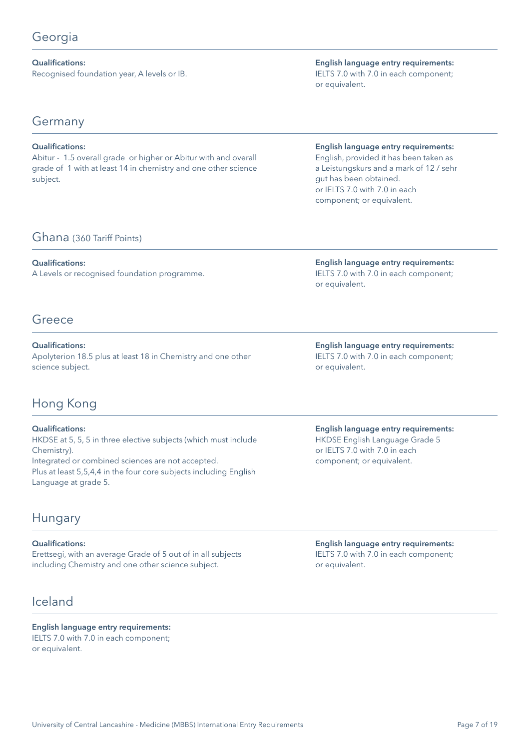## Georgia

**Qualifications:**
Recognised foundation year, A levels or IB.

**English language entry requirements:**
IELTS 7.0 with 7.0 in each component; or equivalent.

## Germany

**Qualifications:**
Abitur - 1.5 overall grade or higher or Abitur with and overall grade of 1 with at least 14 in chemistry and one other science subject.

**English language entry requirements:**
English, provided it has been taken as a Leistungskurs and a mark of 12 / sehr gut has been obtained.
or IELTS 7.0 with 7.0 in each component; or equivalent.

## Ghana (360 Tariff Points)

**Qualifications:**
A Levels or recognised foundation programme.

**English language entry requirements:**
IELTS 7.0 with 7.0 in each component; or equivalent.

## Greece

**Qualifications:**
Apolyterion 18.5 plus at least 18 in Chemistry and one other science subject.

**English language entry requirements:**
IELTS 7.0 with 7.0 in each component; or equivalent.

## Hong Kong

**Qualifications:**
HKDSE at 5, 5, 5 in three elective subjects (which must include Chemistry).
Integrated or combined sciences are not accepted.
Plus at least 5,5,4,4 in the four core subjects including English Language at grade 5.

**English language entry requirements:**
HKDSE English Language Grade 5
or IELTS 7.0 with 7.0 in each component; or equivalent.

## Hungary

**Qualifications:**
Erettsegi, with an average Grade of 5 out of in all subjects including Chemistry and one other science subject.

**English language entry requirements:**
IELTS 7.0 with 7.0 in each component; or equivalent.

## Iceland

**English language entry requirements:**
IELTS 7.0 with 7.0 in each component; or equivalent.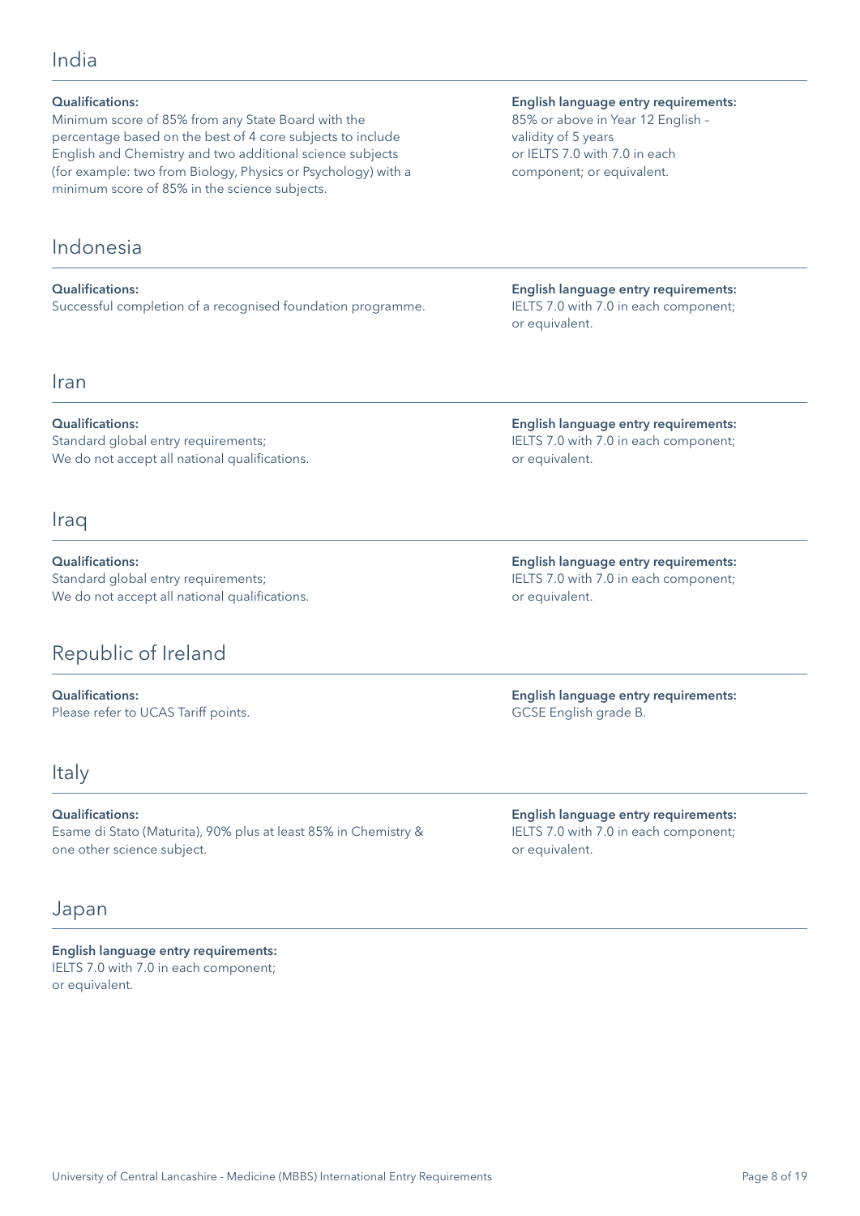## India

**Qualifications:**
Minimum score of 85% from any State Board with the percentage based on the best of 4 core subjects to include English and Chemistry and two additional science subjects (for example: two from Biology, Physics or Psychology) with a minimum score of 85% in the science subjects.

**English language entry requirements:**
85% or above in Year 12 English – validity of 5 years or IELTS 7.0 with 7.0 in each component; or equivalent.

## Indonesia

**Qualifications:**
Successful completion of a recognised foundation programme.

**English language entry requirements:**
IELTS 7.0 with 7.0 in each component; or equivalent.

## Iran

**Qualifications:**
Standard global entry requirements;
We do not accept all national qualifications.

**English language entry requirements:**
IELTS 7.0 with 7.0 in each component; or equivalent.

## Iraq

**Qualifications:**
Standard global entry requirements;
We do not accept all national qualifications.

**English language entry requirements:**
IELTS 7.0 with 7.0 in each component; or equivalent.

## Republic of Ireland

**Qualifications:**
Please refer to UCAS Tariff points.

**English language entry requirements:**
GCSE English grade B.

## Italy

**Qualifications:**
Esame di Stato (Maturita), 90% plus at least 85% in Chemistry & one other science subject.

**English language entry requirements:**
IELTS 7.0 with 7.0 in each component; or equivalent.

## Japan

**English language entry requirements:**
IELTS 7.0 with 7.0 in each component; or equivalent.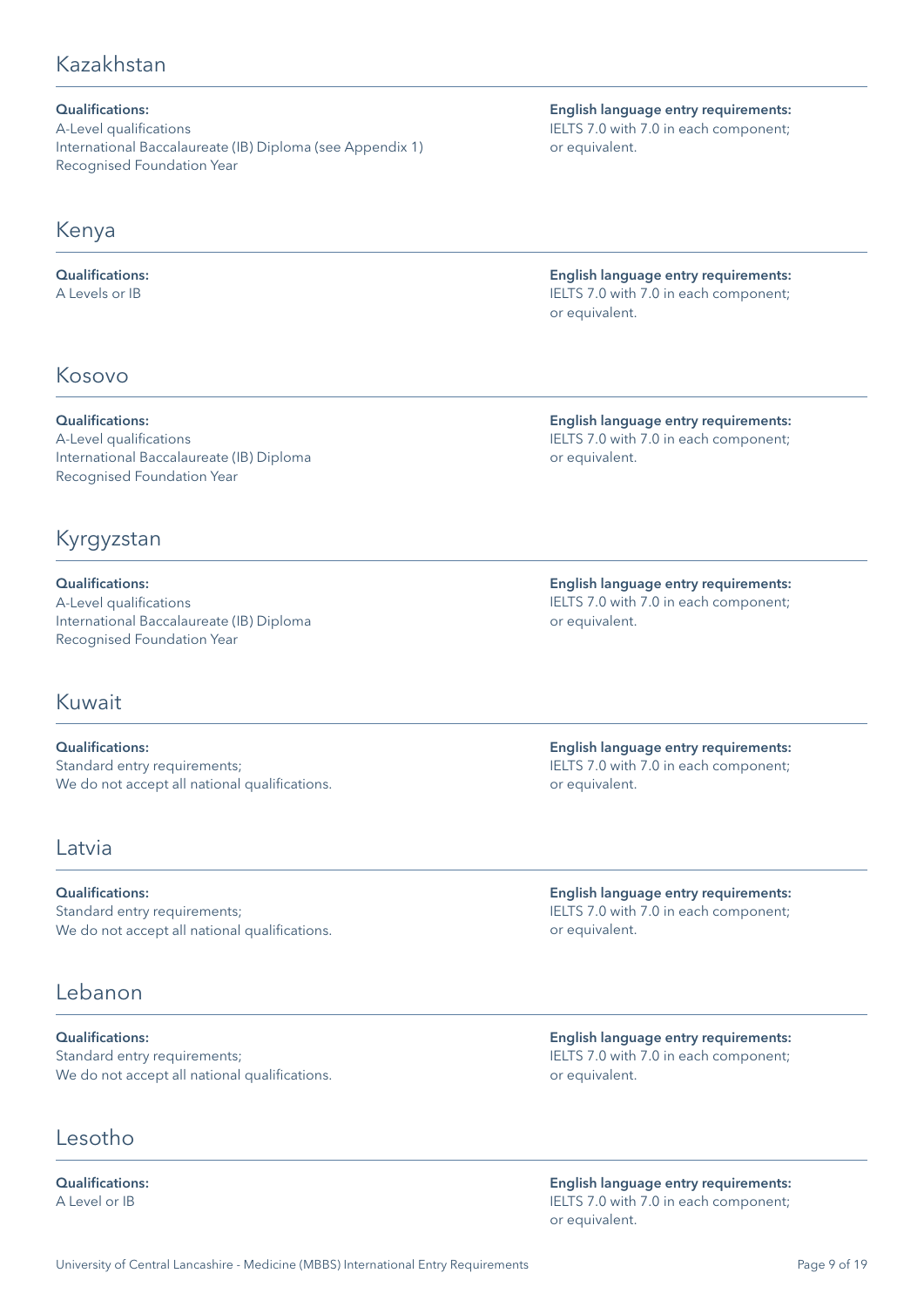## Kazakhstan

**Qualifications:**
A-Level qualifications
International Baccalaureate (IB) Diploma (see Appendix 1)
Recognised Foundation Year

**English language entry requirements:**
IELTS 7.0 with 7.0 in each component; or equivalent.

## Kenya

**Qualifications:**
A Levels or IB

**English language entry requirements:**
IELTS 7.0 with 7.0 in each component; or equivalent.

## Kosovo

**Qualifications:**
A-Level qualifications
International Baccalaureate (IB) Diploma
Recognised Foundation Year

**English language entry requirements:**
IELTS 7.0 with 7.0 in each component; or equivalent.

## Kyrgyzstan

**Qualifications:**
A-Level qualifications
International Baccalaureate (IB) Diploma
Recognised Foundation Year

**English language entry requirements:**
IELTS 7.0 with 7.0 in each component; or equivalent.

## Kuwait

**Qualifications:**
Standard entry requirements;
We do not accept all national qualifications.

**English language entry requirements:**
IELTS 7.0 with 7.0 in each component; or equivalent.

## Latvia

**Qualifications:**
Standard entry requirements;
We do not accept all national qualifications.

**English language entry requirements:**
IELTS 7.0 with 7.0 in each component; or equivalent.

## Lebanon

**Qualifications:**
Standard entry requirements;
We do not accept all national qualifications.

**English language entry requirements:**
IELTS 7.0 with 7.0 in each component; or equivalent.

## Lesotho

**Qualifications:**
A Level or IB

**English language entry requirements:**
IELTS 7.0 with 7.0 in each component; or equivalent.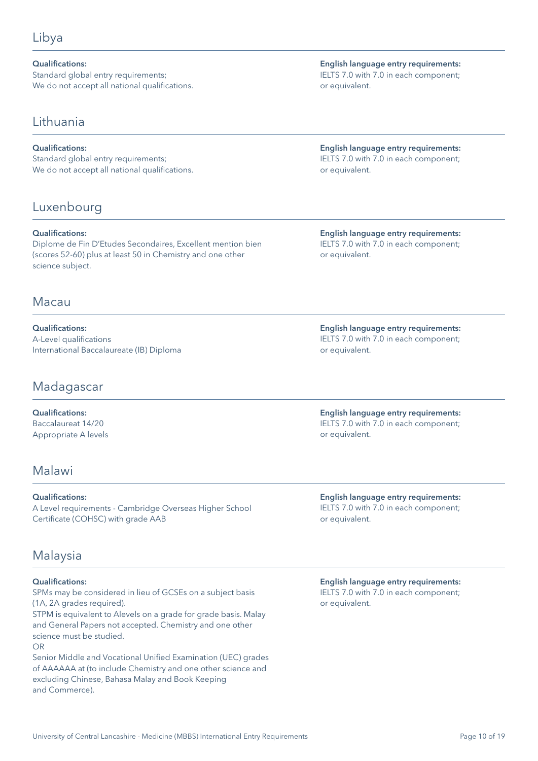## Libya

**Qualifications:**
Standard global entry requirements;
We do not accept all national qualifications.

**English language entry requirements:**
IELTS 7.0 with 7.0 in each component;
or equivalent.

## Lithuania

**Qualifications:**
Standard global entry requirements;
We do not accept all national qualifications.

**English language entry requirements:**
IELTS 7.0 with 7.0 in each component;
or equivalent.

## Luxenbourg

**Qualifications:**
Diplome de Fin D'Etudes Secondaires, Excellent mention bien (scores 52-60) plus at least 50 in Chemistry and one other science subject.

**English language entry requirements:**
IELTS 7.0 with 7.0 in each component;
or equivalent.

## Macau

**Qualifications:**
A-Level qualifications
International Baccalaureate (IB) Diploma

**English language entry requirements:**
IELTS 7.0 with 7.0 in each component;
or equivalent.

## Madagascar

**Qualifications:**
Baccalaureat 14/20
Appropriate A levels

**English language entry requirements:**
IELTS 7.0 with 7.0 in each component;
or equivalent.

## Malawi

**Qualifications:**
A Level requirements - Cambridge Overseas Higher School Certificate (COHSC) with grade AAB

**English language entry requirements:**
IELTS 7.0 with 7.0 in each component;
or equivalent.

## Malaysia

**Qualifications:**
SPMs may be considered in lieu of GCSEs on a subject basis (1A, 2A grades required).
STPM is equivalent to Alevels on a grade for grade basis. Malay and General Papers not accepted. Chemistry and one other science must be studied.
OR
Senior Middle and Vocational Unified Examination (UEC) grades of AAAAAA at (to include Chemistry and one other science and excluding Chinese, Bahasa Malay and Book Keeping and Commerce).

**English language entry requirements:**
IELTS 7.0 with 7.0 in each component;
or equivalent.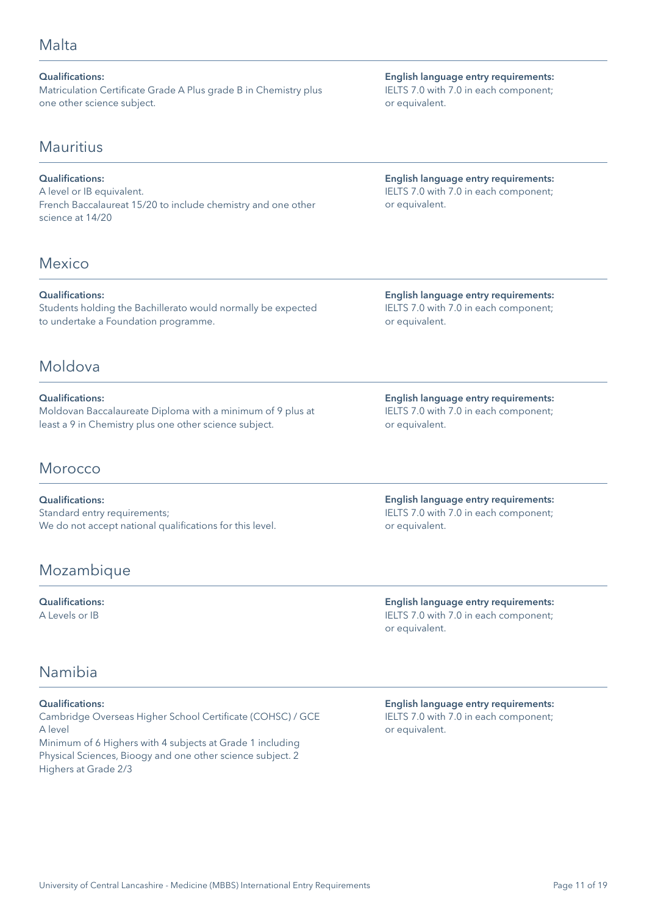## Malta

**Qualifications:**
Matriculation Certificate Grade A Plus grade B in Chemistry plus one other science subject.

**English language entry requirements:**
IELTS 7.0 with 7.0 in each component; or equivalent.

## Mauritius

**Qualifications:**
A level or IB equivalent.
French Baccalaureat 15/20 to include chemistry and one other science at 14/20

**English language entry requirements:**
IELTS 7.0 with 7.0 in each component; or equivalent.

## Mexico

**Qualifications:**
Students holding the Bachillerato would normally be expected to undertake a Foundation programme.

**English language entry requirements:**
IELTS 7.0 with 7.0 in each component; or equivalent.

## Moldova

**Qualifications:**
Moldovan Baccalaureate Diploma with a minimum of 9 plus at least a 9 in Chemistry plus one other science subject.

**English language entry requirements:**
IELTS 7.0 with 7.0 in each component; or equivalent.

## Morocco

**Qualifications:**
Standard entry requirements;
We do not accept national qualifications for this level.

**English language entry requirements:**
IELTS 7.0 with 7.0 in each component; or equivalent.

## Mozambique

**Qualifications:**
A Levels or IB

**English language entry requirements:**
IELTS 7.0 with 7.0 in each component; or equivalent.

## Namibia

**Qualifications:**
Cambridge Overseas Higher School Certificate (COHSC) / GCE A level
Minimum of 6 Highers with 4 subjects at Grade 1 including Physical Sciences, Bioogy and one other science subject. 2 Highers at Grade 2/3

**English language entry requirements:**
IELTS 7.0 with 7.0 in each component; or equivalent.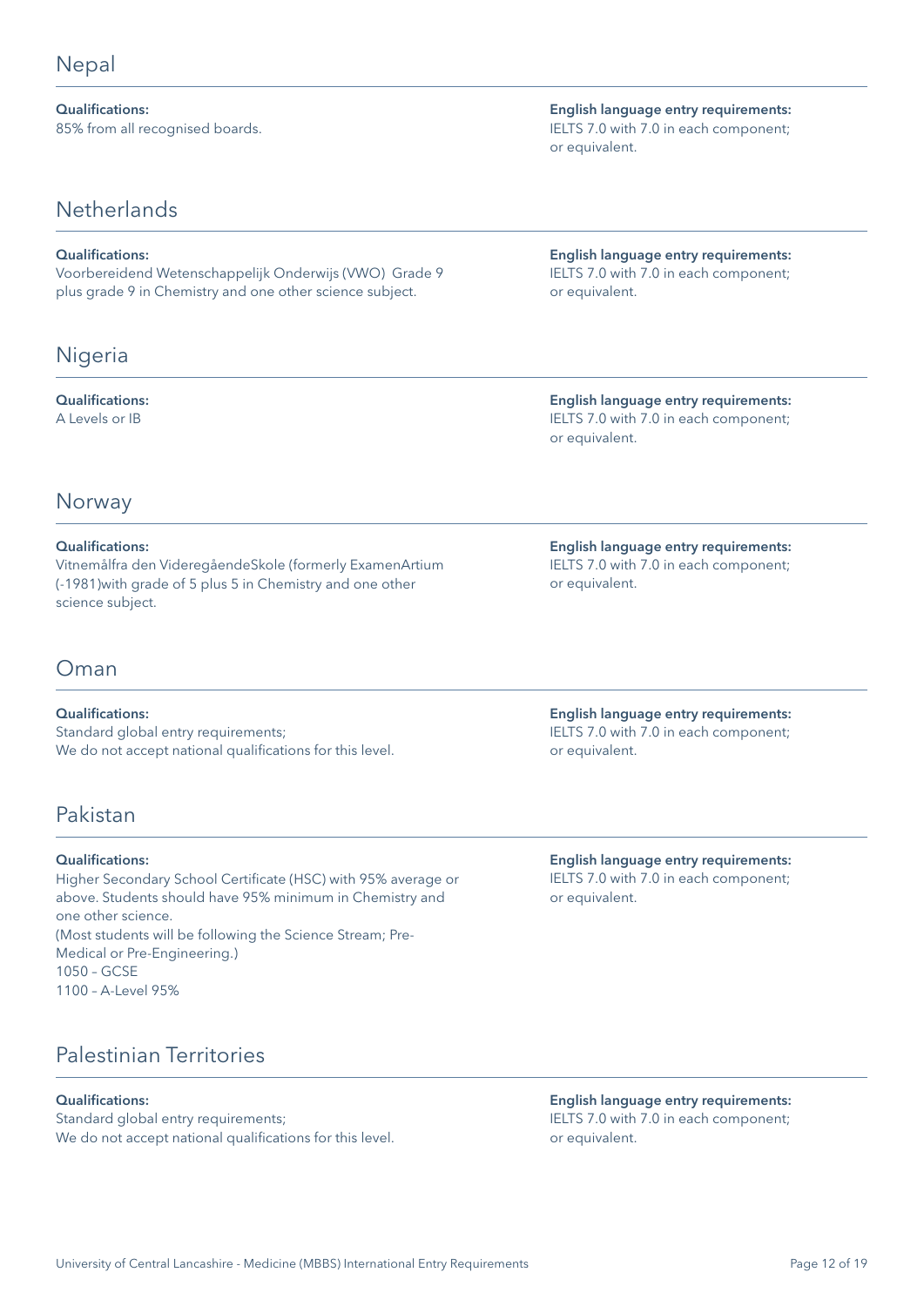## Nepal

**Qualifications:**
85% from all recognised boards.

**English language entry requirements:**
IELTS 7.0 with 7.0 in each component; or equivalent.

## Netherlands

**Qualifications:**
Voorbereidend Wetenschappelijk Onderwijs (VWO) Grade 9 plus grade 9 in Chemistry and one other science subject.

**English language entry requirements:**
IELTS 7.0 with 7.0 in each component; or equivalent.

## Nigeria

**Qualifications:**
A Levels or IB

**English language entry requirements:**
IELTS 7.0 with 7.0 in each component; or equivalent.

## Norway

**Qualifications:**
Vitnemålfra den VideregåendeSkole (formerly ExamenArtium (-1981)with grade of 5 plus 5 in Chemistry and one other science subject.

**English language entry requirements:**
IELTS 7.0 with 7.0 in each component; or equivalent.

## Oman

**Qualifications:**
Standard global entry requirements;
We do not accept national qualifications for this level.

**English language entry requirements:**
IELTS 7.0 with 7.0 in each component; or equivalent.

## Pakistan

**Qualifications:**
Higher Secondary School Certificate (HSC) with 95% average or above. Students should have 95% minimum in Chemistry and one other science.
(Most students will be following the Science Stream; Pre-Medical or Pre-Engineering.)
1050 – GCSE
1100 – A-Level 95%

**English language entry requirements:**
IELTS 7.0 with 7.0 in each component; or equivalent.

## Palestinian Territories

**Qualifications:**
Standard global entry requirements;
We do not accept national qualifications for this level.

**English language entry requirements:**
IELTS 7.0 with 7.0 in each component; or equivalent.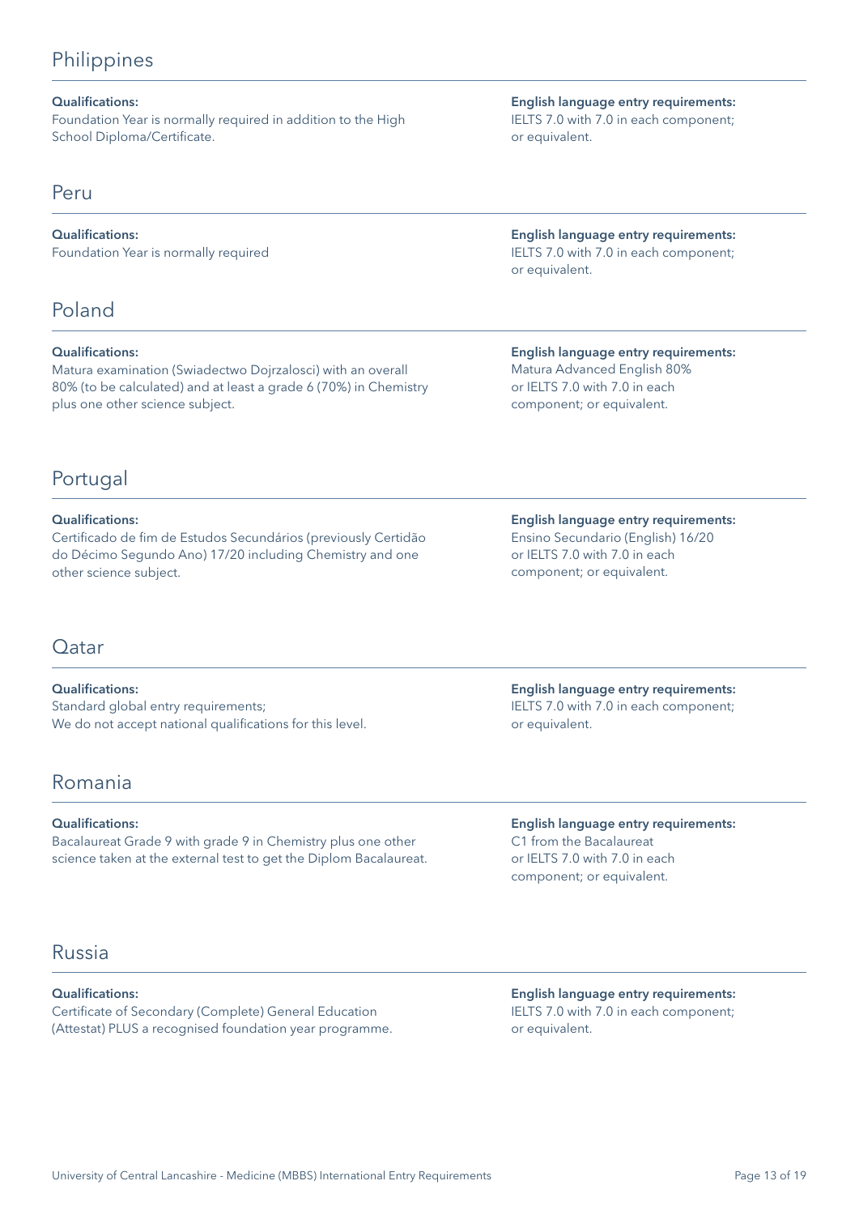## Philippines

**Qualifications:**
Foundation Year is normally required in addition to the High School Diploma/Certificate.

**English language entry requirements:**
IELTS 7.0 with 7.0 in each component; or equivalent.

## Peru

**Qualifications:**
Foundation Year is normally required

**English language entry requirements:**
IELTS 7.0 with 7.0 in each component; or equivalent.

## Poland

**Qualifications:**
Matura examination (Swiadectwo Dojrzalosci) with an overall 80% (to be calculated) and at least a grade 6 (70%) in Chemistry plus one other science subject.

**English language entry requirements:**
Matura Advanced English 80% or IELTS 7.0 with 7.0 in each component; or equivalent.

## Portugal

**Qualifications:**
Certificado de fim de Estudos Secundários (previously Certidão do Décimo Segundo Ano) 17/20 including Chemistry and one other science subject.

**English language entry requirements:**
Ensino Secundario (English) 16/20 or IELTS 7.0 with 7.0 in each component; or equivalent.

## Qatar

**Qualifications:**
Standard global entry requirements;
We do not accept national qualifications for this level.

**English language entry requirements:**
IELTS 7.0 with 7.0 in each component; or equivalent.

## Romania

**Qualifications:**
Bacalaureat Grade 9 with grade 9 in Chemistry plus one other science taken at the external test to get the Diplom Bacalaureat.

**English language entry requirements:**
C1 from the Bacalaureat or IELTS 7.0 with 7.0 in each component; or equivalent.

## Russia

**Qualifications:**
Certificate of Secondary (Complete) General Education (Attestat) PLUS a recognised foundation year programme.

**English language entry requirements:**
IELTS 7.0 with 7.0 in each component; or equivalent.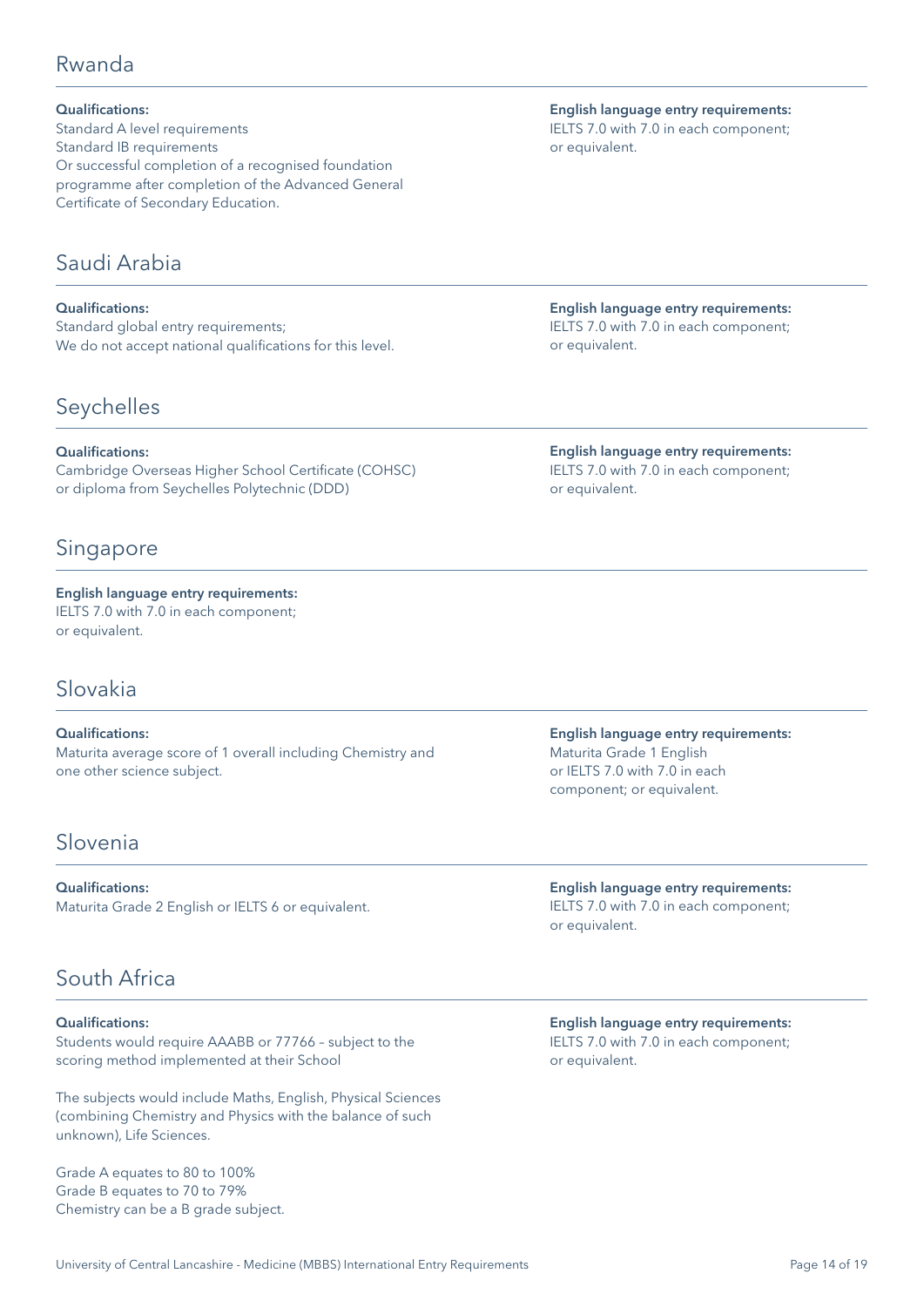## Rwanda

**Qualifications:**
Standard A level requirements
Standard IB requirements
Or successful completion of a recognised foundation programme after completion of the Advanced General Certificate of Secondary Education.

**English language entry requirements:**
IELTS 7.0 with 7.0 in each component; or equivalent.

## Saudi Arabia

**Qualifications:**
Standard global entry requirements;
We do not accept national qualifications for this level.

**English language entry requirements:**
IELTS 7.0 with 7.0 in each component; or equivalent.

## Seychelles

**Qualifications:**
Cambridge Overseas Higher School Certificate (COHSC) or diploma from Seychelles Polytechnic (DDD)

**English language entry requirements:**
IELTS 7.0 with 7.0 in each component; or equivalent.

## Singapore

**English language entry requirements:**
IELTS 7.0 with 7.0 in each component; or equivalent.

## Slovakia

**Qualifications:**
Maturita average score of 1 overall including Chemistry and one other science subject.

**English language entry requirements:**
Maturita Grade 1 English or IELTS 7.0 with 7.0 in each component; or equivalent.

## Slovenia

**Qualifications:**
Maturita Grade 2 English or IELTS 6 or equivalent.

**English language entry requirements:**
IELTS 7.0 with 7.0 in each component; or equivalent.

## South Africa

**Qualifications:**
Students would require AAABB or 77766 – subject to the scoring method implemented at their School

The subjects would include Maths, English, Physical Sciences (combining Chemistry and Physics with the balance of such unknown), Life Sciences.

Grade A equates to 80 to 100%
Grade B equates to 70 to 79%
Chemistry can be a B grade subject.

**English language entry requirements:**
IELTS 7.0 with 7.0 in each component; or equivalent.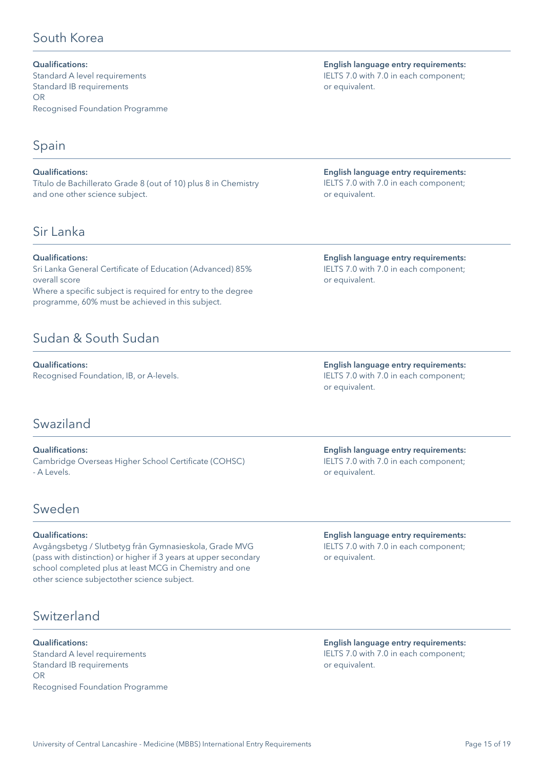## South Korea

**Qualifications:**
Standard A level requirements
Standard IB requirements
OR
Recognised Foundation Programme

**English language entry requirements:**
IELTS 7.0 with 7.0 in each component; or equivalent.

## Spain

**Qualifications:**
Título de Bachillerato Grade 8 (out of 10) plus 8 in Chemistry and one other science subject.

**English language entry requirements:**
IELTS 7.0 with 7.0 in each component; or equivalent.

## Sir Lanka

**Qualifications:**
Sri Lanka General Certificate of Education (Advanced) 85% overall score
Where a specific subject is required for entry to the degree programme, 60% must be achieved in this subject.

**English language entry requirements:**
IELTS 7.0 with 7.0 in each component; or equivalent.

## Sudan & South Sudan

**Qualifications:**
Recognised Foundation, IB, or A-levels.

**English language entry requirements:**
IELTS 7.0 with 7.0 in each component; or equivalent.

## Swaziland

**Qualifications:**
Cambridge Overseas Higher School Certificate (COHSC) - A Levels.

**English language entry requirements:**
IELTS 7.0 with 7.0 in each component; or equivalent.

## Sweden

**Qualifications:**
Avgångsbetyg / Slutbetyg från Gymnasieskola, Grade MVG (pass with distinction) or higher if 3 years at upper secondary school completed plus at least MCG in Chemistry and one other science subjectother science subject.

**English language entry requirements:**
IELTS 7.0 with 7.0 in each component; or equivalent.

## Switzerland

**Qualifications:**
Standard A level requirements
Standard IB requirements
OR
Recognised Foundation Programme

**English language entry requirements:**
IELTS 7.0 with 7.0 in each component; or equivalent.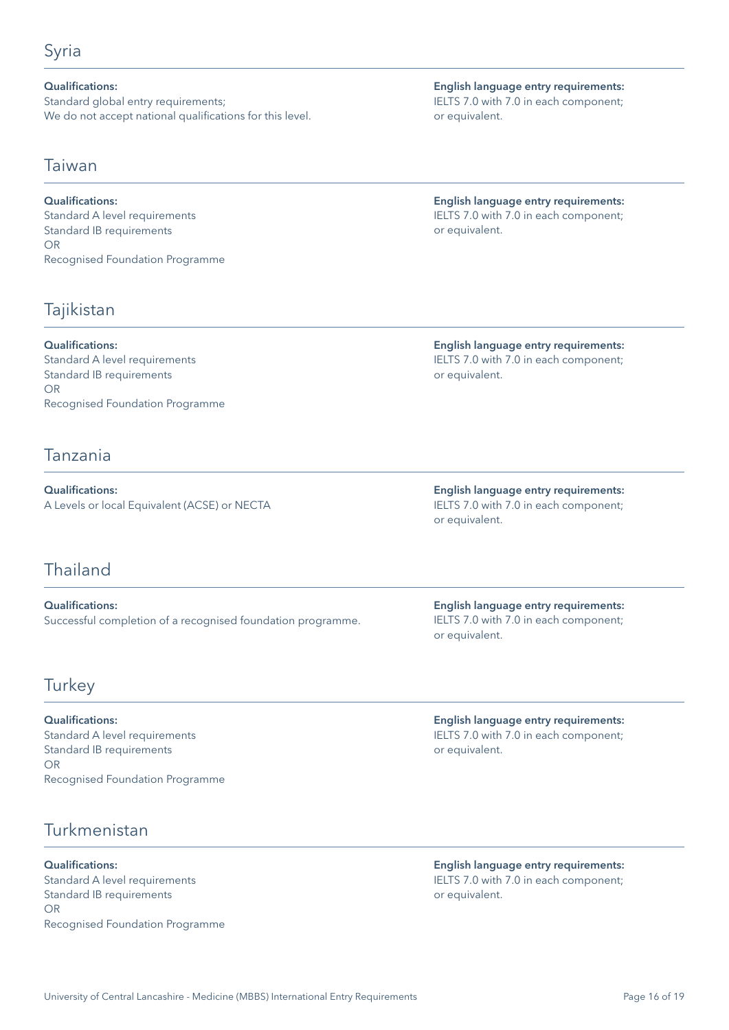## Syria

**Qualifications:**
Standard global entry requirements;
We do not accept national qualifications for this level.

**English language entry requirements:**
IELTS 7.0 with 7.0 in each component;
or equivalent.

## Taiwan

**Qualifications:**
Standard A level requirements
Standard IB requirements
OR
Recognised Foundation Programme

**English language entry requirements:**
IELTS 7.0 with 7.0 in each component;
or equivalent.

## Tajikistan

**Qualifications:**
Standard A level requirements
Standard IB requirements
OR
Recognised Foundation Programme

**English language entry requirements:**
IELTS 7.0 with 7.0 in each component;
or equivalent.

## Tanzania

**Qualifications:**
A Levels or local Equivalent (ACSE) or NECTA

**English language entry requirements:**
IELTS 7.0 with 7.0 in each component;
or equivalent.

## Thailand

**Qualifications:**
Successful completion of a recognised foundation programme.

**English language entry requirements:**
IELTS 7.0 with 7.0 in each component;
or equivalent.

## Turkey

**Qualifications:**
Standard A level requirements
Standard IB requirements
OR
Recognised Foundation Programme

**English language entry requirements:**
IELTS 7.0 with 7.0 in each component;
or equivalent.

## Turkmenistan

**Qualifications:**
Standard A level requirements
Standard IB requirements
OR
Recognised Foundation Programme

**English language entry requirements:**
IELTS 7.0 with 7.0 in each component;
or equivalent.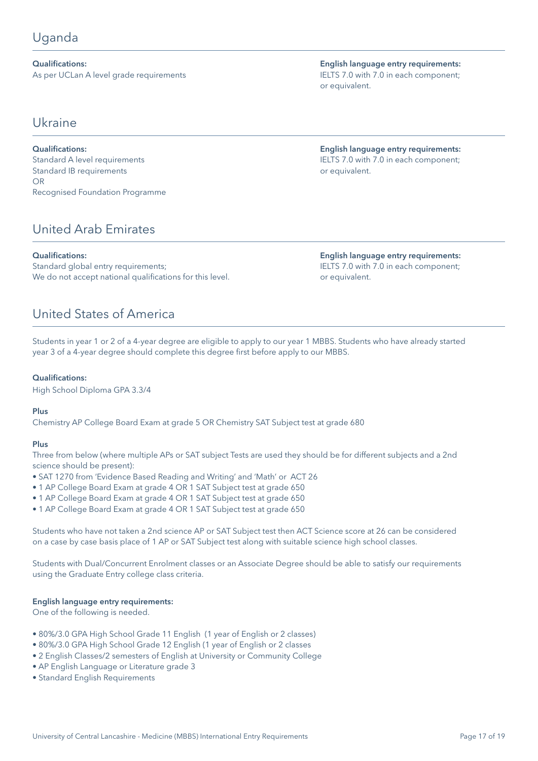## Uganda

**Qualifications:**
As per UCLan A level grade requirements

**English language entry requirements:**
IELTS 7.0 with 7.0 in each component; or equivalent.

## Ukraine

**Qualifications:**
Standard A level requirements
Standard IB requirements
OR
Recognised Foundation Programme

**English language entry requirements:**
IELTS 7.0 with 7.0 in each component; or equivalent.

## United Arab Emirates

**Qualifications:**
Standard global entry requirements;
We do not accept national qualifications for this level.

**English language entry requirements:**
IELTS 7.0 with 7.0 in each component; or equivalent.

## United States of America

Students in year 1 or 2 of a 4-year degree are eligible to apply to our year 1 MBBS. Students who have already started year 3 of a 4-year degree should complete this degree first before apply to our MBBS.

**Qualifications:**

High School Diploma GPA 3.3/4

**Plus**

Chemistry AP College Board Exam at grade 5 OR Chemistry SAT Subject test at grade 680

**Plus**

Three from below (where multiple APs or SAT subject Tests are used they should be for different subjects and a 2nd science should be present):

- SAT 1270 from 'Evidence Based Reading and Writing' and 'Math' or ACT 26
- 1 AP College Board Exam at grade 4 OR 1 SAT Subject test at grade 650
- 1 AP College Board Exam at grade 4 OR 1 SAT Subject test at grade 650
- 1 AP College Board Exam at grade 4 OR 1 SAT Subject test at grade 650

Students who have not taken a 2nd science AP or SAT Subject test then ACT Science score at 26 can be considered on a case by case basis place of 1 AP or SAT Subject test along with suitable science high school classes.

Students with Dual/Concurrent Enrolment classes or an Associate Degree should be able to satisfy our requirements using the Graduate Entry college class criteria.

**English language entry requirements:**

One of the following is needed.

- 80%/3.0 GPA High School Grade 11 English (1 year of English or 2 classes)
- 80%/3.0 GPA High School Grade 12 English (1 year of English or 2 classes
- 2 English Classes/2 semesters of English at University or Community College
- AP English Language or Literature grade 3
- Standard English Requirements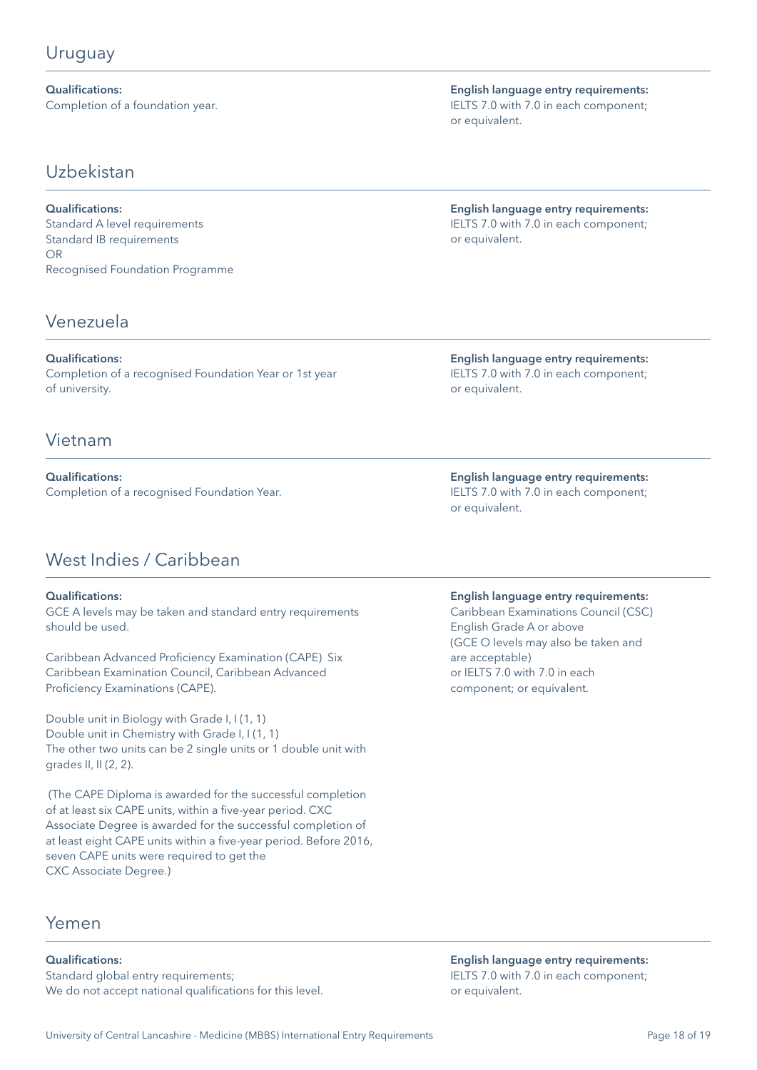## Uruguay

**Qualifications:**
Completion of a foundation year.

**English language entry requirements:**
IELTS 7.0 with 7.0 in each component; or equivalent.

## Uzbekistan

**Qualifications:**
Standard A level requirements
Standard IB requirements
OR
Recognised Foundation Programme

**English language entry requirements:**
IELTS 7.0 with 7.0 in each component; or equivalent.

## Venezuela

**Qualifications:**
Completion of a recognised Foundation Year or 1st year of university.

**English language entry requirements:**
IELTS 7.0 with 7.0 in each component; or equivalent.

## Vietnam

**Qualifications:**
Completion of a recognised Foundation Year.

**English language entry requirements:**
IELTS 7.0 with 7.0 in each component; or equivalent.

## West Indies / Caribbean

**Qualifications:**
GCE A levels may be taken and standard entry requirements should be used.

Caribbean Advanced Proficiency Examination (CAPE) Six Caribbean Examination Council, Caribbean Advanced Proficiency Examinations (CAPE).

Double unit in Biology with Grade I, I (1, 1)
Double unit in Chemistry with Grade I, I (1, 1)
The other two units can be 2 single units or 1 double unit with grades II, II (2, 2).

(The CAPE Diploma is awarded for the successful completion of at least six CAPE units, within a five-year period. CXC Associate Degree is awarded for the successful completion of at least eight CAPE units within a five-year period. Before 2016, seven CAPE units were required to get the CXC Associate Degree.)

**English language entry requirements:**
Caribbean Examinations Council (CSC) English Grade A or above
(GCE O levels may also be taken and are acceptable)
or IELTS 7.0 with 7.0 in each component; or equivalent.

## Yemen

**Qualifications:**
Standard global entry requirements;
We do not accept national qualifications for this level.

**English language entry requirements:**
IELTS 7.0 with 7.0 in each component; or equivalent.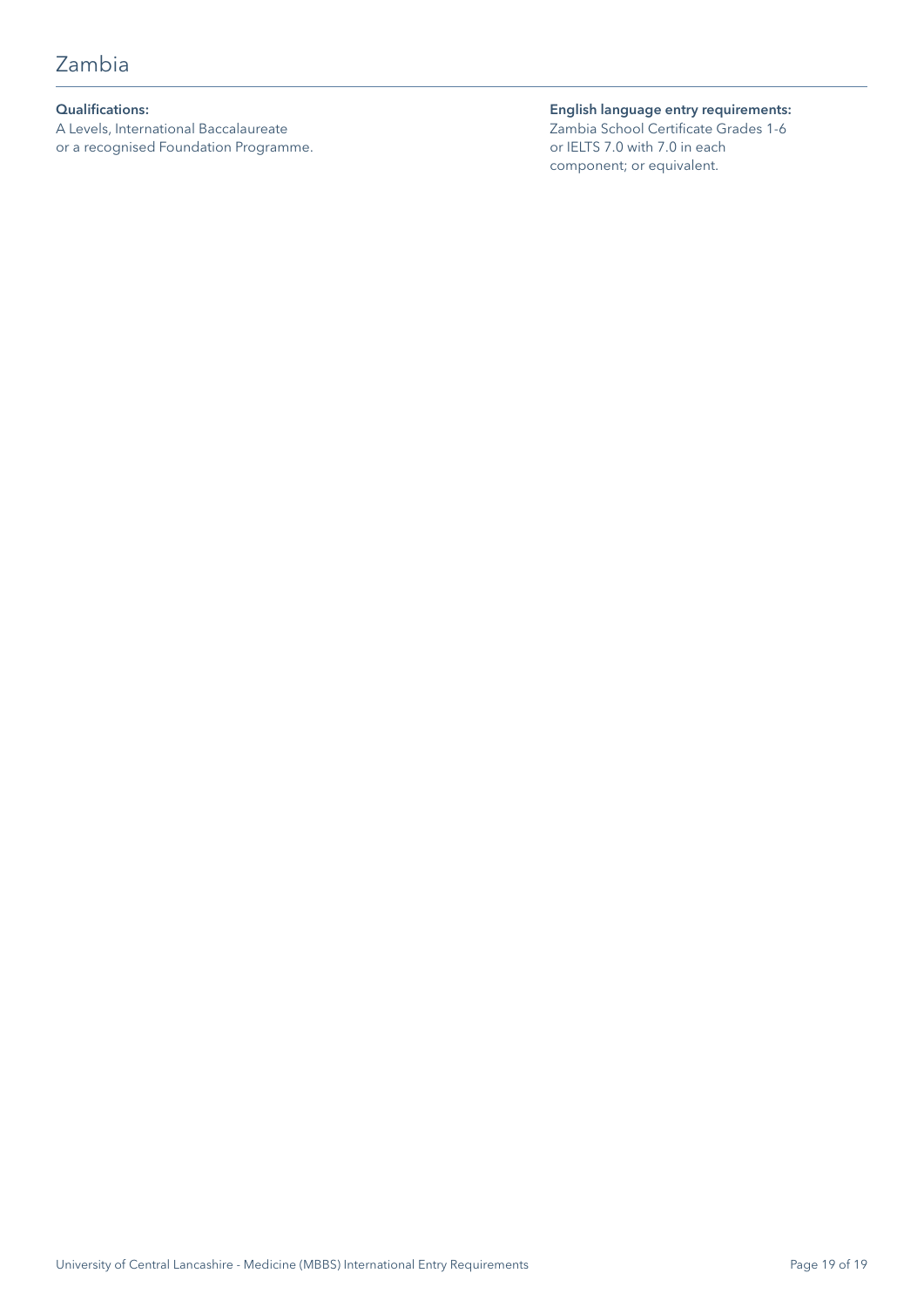## Zambia

**Qualifications:**
A Levels, International Baccalaureate or a recognised Foundation Programme.

**English language entry requirements:**
Zambia School Certificate Grades 1-6 or IELTS 7.0 with 7.0 in each component; or equivalent.